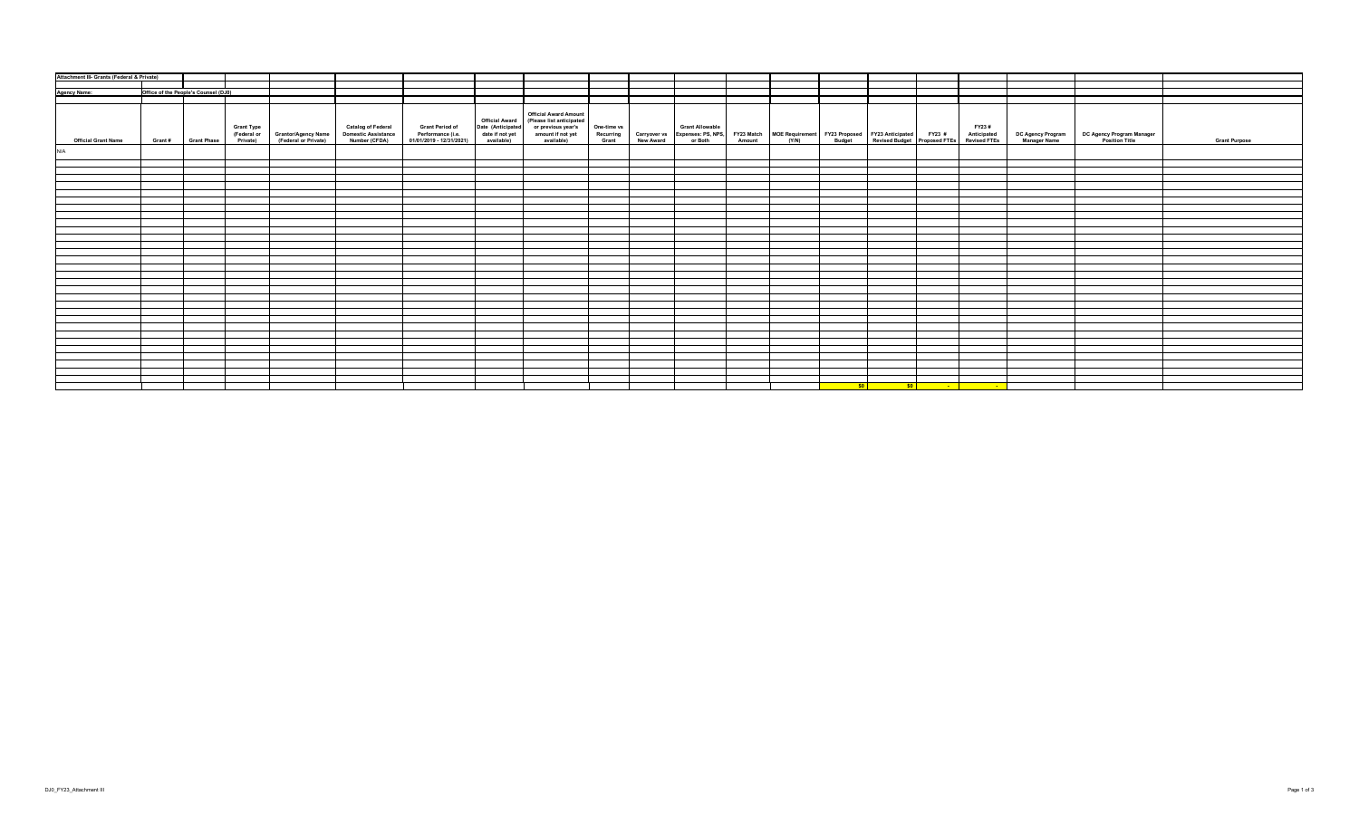**Attachment III- Grants (Federal & Private)**

**Agency Name:** Office of the People's Counsel (DJ0)

| Official Grant Name | Grant # | Grant Phase | Grant Type (Federal or Private) | Grantor/Agency Name (Federal or Private) | Catalog of Federal Domestic Assistance Number (CFDA) | Grant Period of Performance (i.e. 01/01/2019 - 12/31/2021) | Official Award Date (Anticipated date if not yet available) | Official Award Amount (Please list anticipated or previous year's amount if not yet available) | One-time vs Recurring Grant | Carryover vs New Award | Grant Allowable Expenses: PS, NPS, or Both | FY23 Match Amount | MOE Requirement (Y/N) | FY23 Proposed Budget | FY23 Anticipated Revised Budget | FY23 # Proposed FTEs | FY23 # Anticipated Revised FTEs | DC Agency Program Manager Name | DC Agency Program Manager Position Title | Grant Purpose |
|---|---|---|---|---|---|---|---|---|---|---|---|---|---|---|---|---|---|---|---|---|
| N/A | | | | | | | | | | | | | | | | | | | | |
| | | | | | | | | | | | | | | $0 | $0 | - | - | | | |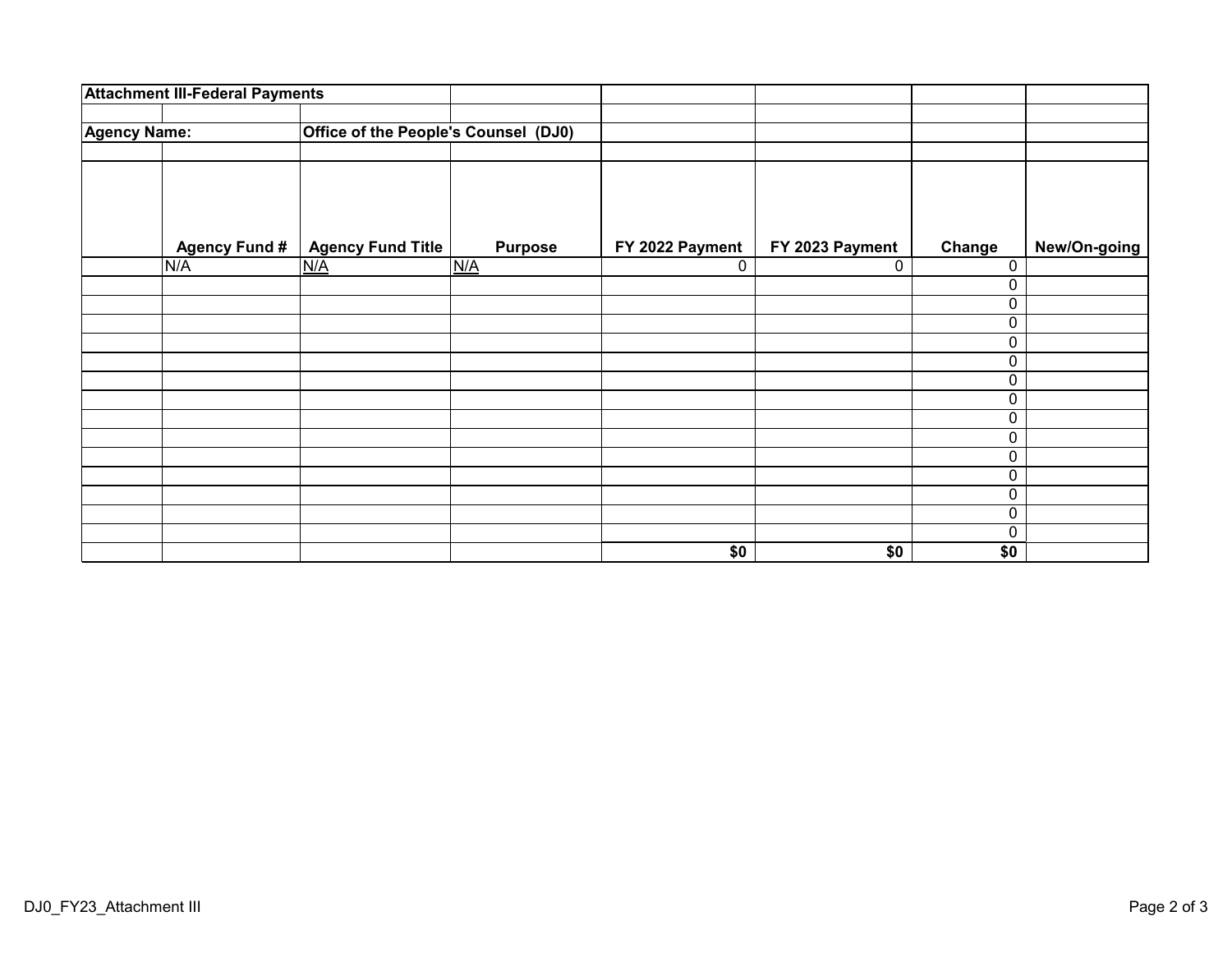**Attachment III-Federal Payments**

**Agency Name:** **Office of the People's Counsel (DJ0)**

| | Agency Fund # | Agency Fund Title | Purpose | FY 2022 Payment | FY 2023 Payment | Change | New/On-going |
|---|---|---|---|---|---|---|---|
| | N/A | N/A | N/A | 0 | 0 | 0 | |
| | | | | | | 0 | |
| | | | | | | 0 | |
| | | | | | | 0 | |
| | | | | | | 0 | |
| | | | | | | 0 | |
| | | | | | | 0 | |
| | | | | | | 0 | |
| | | | | | | 0 | |
| | | | | | | 0 | |
| | | | | | | 0 | |
| | | | | | | 0 | |
| | | | | | | 0 | |
| | | | | | | 0 | |
| | | | | | | 0 | |
| | | | | **$0** | **$0** | **$0** | |

DJ0_FY23_Attachment III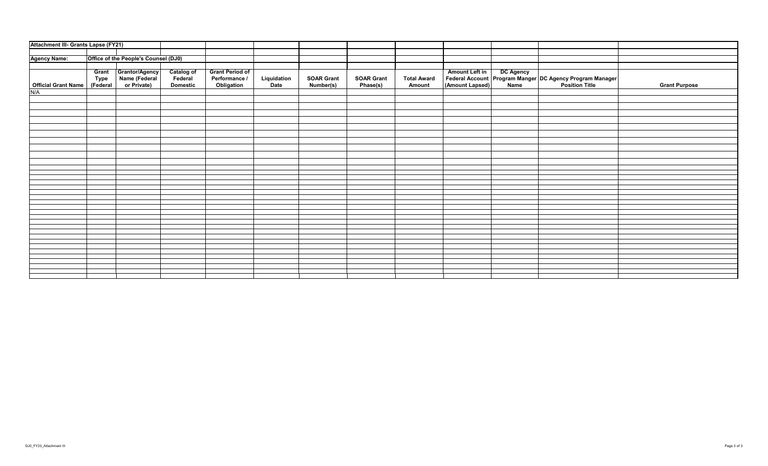**Attachment III- Grants Lapse (FY21)**

**Agency Name:** Office of the People's Counsel (DJ0)

| Official Grant Name | Grant Type (Federal | Grantor/Agency Name (Federal or Private) | Catalog of Federal Domestic | Grant Period of Performance / Obligation | Liquidation Date | SOAR Grant Number(s) | SOAR Grant Phase(s) | Total Award Amount | Amount Left in Federal Account (Amount Lapsed) | DC Agency Program Manger Name | DC Agency Program Manager Position Title | Grant Purpose |
|---|---|---|---|---|---|---|---|---|---|---|---|---|
| N/A | | | | | | | | | | | | |

DJ0_FY23_Attachment III